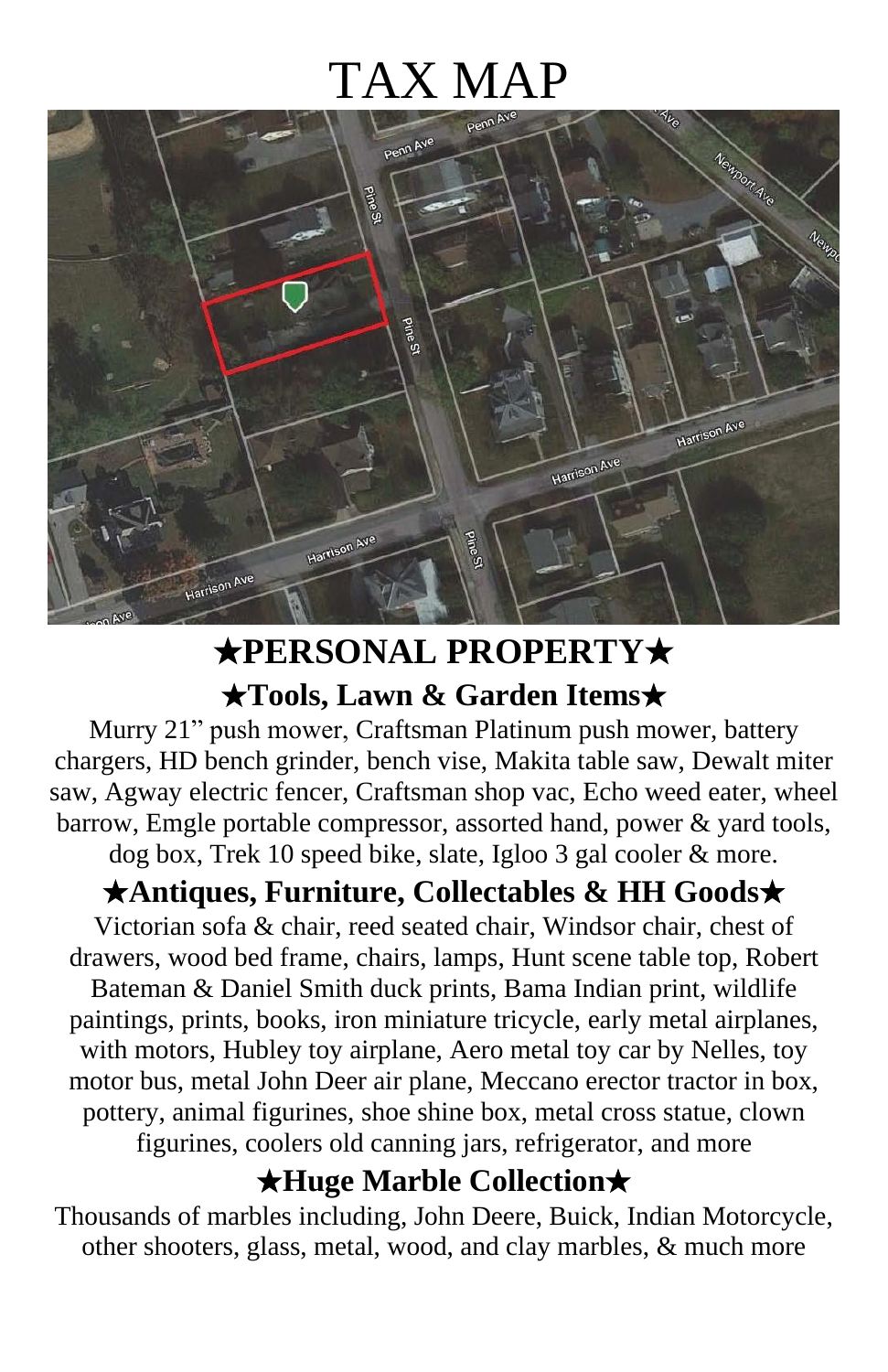# TAX MAP

## ★PERSONAL PROPERTY★

### ★Tools, Lawn & Garden Items★

Murry 21" push mower, Craftsman Platinum push mower, battery chargers, HD bench grinder, bench vise, Makita table saw, Dewalt miter saw, Agway electric fencer, Craftsman shop vac, Echo weed eater, wheel barrow, Emgle portable compressor, assorted hand, power & yard tools, dog box, Trek 10 speed bike, slate, Igloo 3 gal cooler & more.

### ★Antiques, Furniture, Collectables & HH Goods★

Victorian sofa & chair, reed seated chair, Windsor chair, chest of drawers, wood bed frame, chairs, lamps, Hunt scene table top, Robert Bateman & Daniel Smith duck prints, Bama Indian print, wildlife paintings, prints, books, iron miniature tricycle, early metal airplanes, with motors, Hubley toy airplane, Aero metal toy car by Nelles, toy motor bus, metal John Deer air plane, Meccano erector tractor in box, pottery, animal figurines, shoe shine box, metal cross statue, clown figurines, coolers old canning jars, refrigerator, and more

### ★Huge Marble Collection★

Thousands of marbles including, John Deere, Buick, Indian Motorcycle, other shooters, glass, metal, wood, and clay marbles, & much more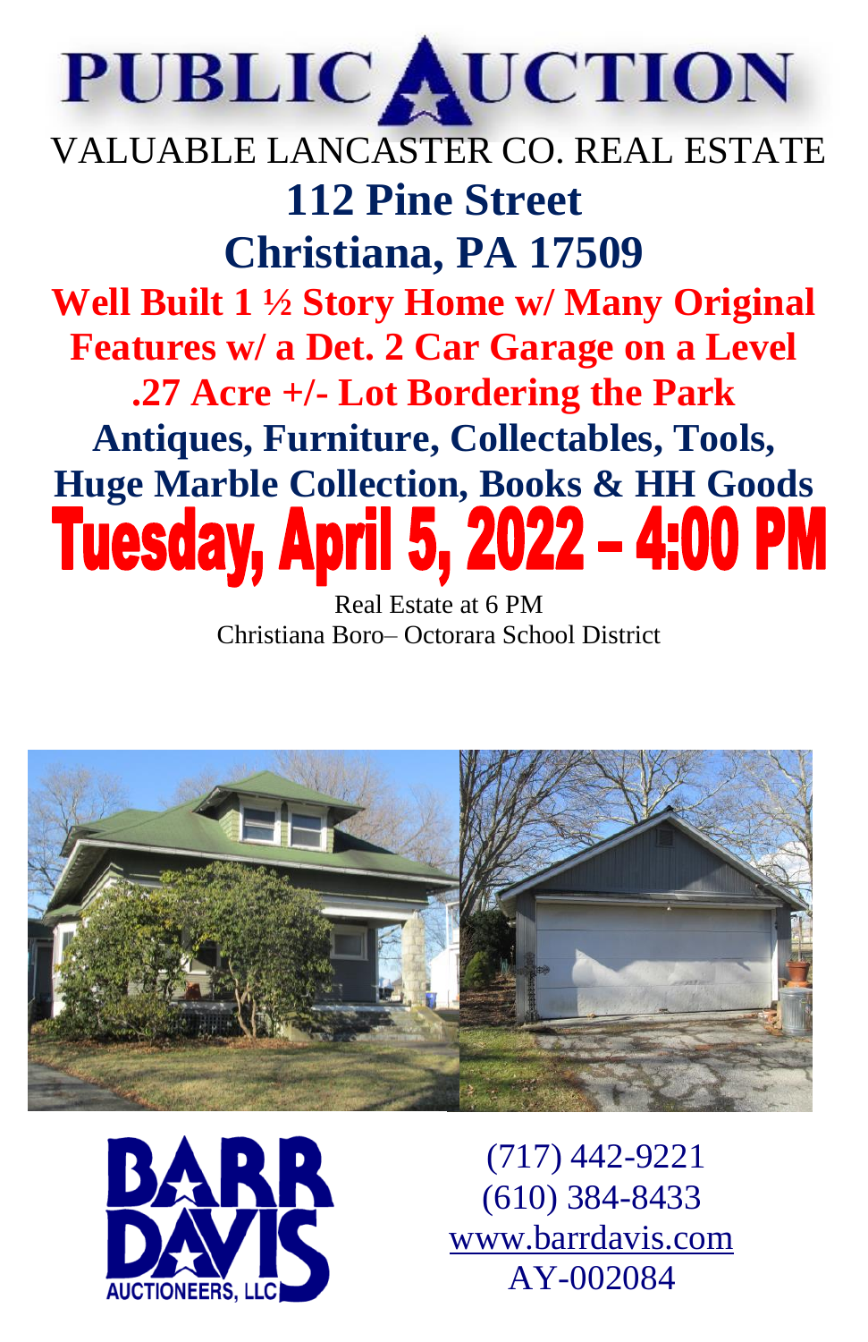# PUBLIC AUCTION

## VALUABLE LANCASTER CO. REAL ESTATE

## 112 Pine Street
## Christiana, PA 17509

**Well Built 1 ½ Story Home w/ Many Original Features w/ a Det. 2 Car Garage on a Level .27 Acre +/- Lot Bordering the Park**

**Antiques, Furniture, Collectables, Tools, Huge Marble Collection, Books & HH Goods**

# Tuesday, April 5, 2022 – 4:00 PM

Real Estate at 6 PM
Christiana Boro– Octorara School District

BARR DAVIS AUCTIONEERS, LLC

(717) 442-9221
(610) 384-8433
www.barrdavis.com
AY-002084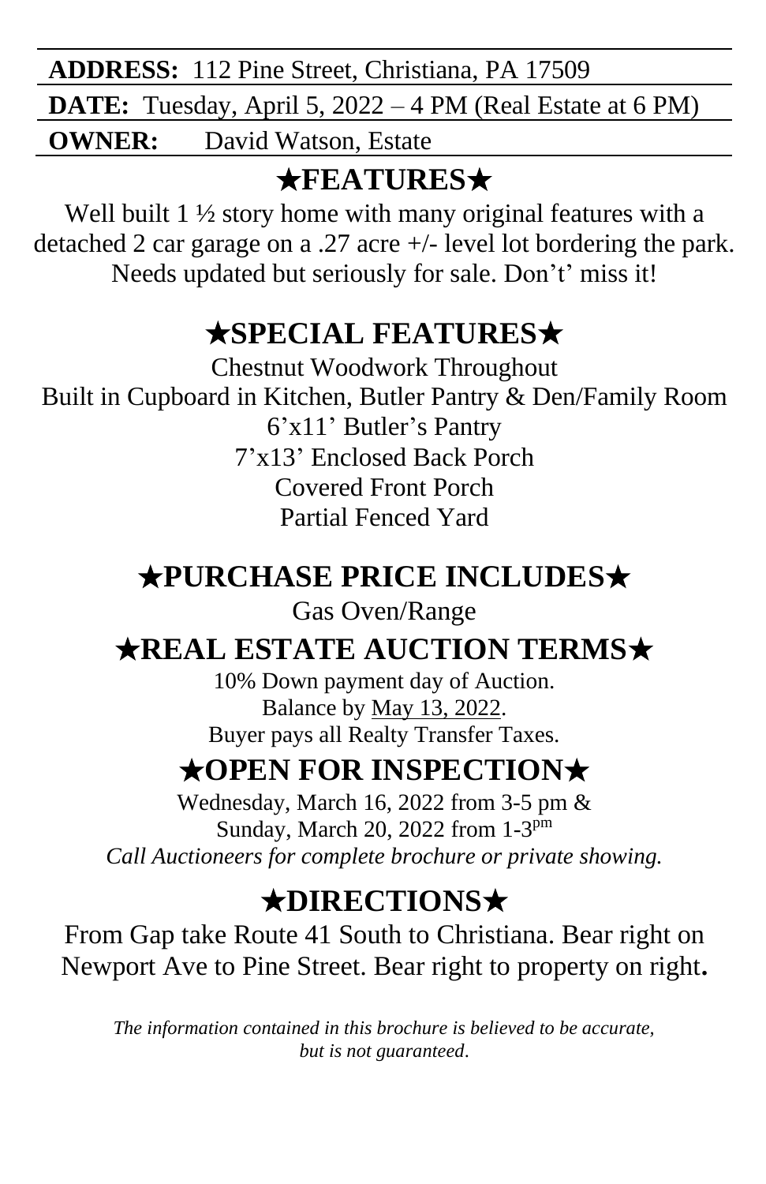**ADDRESS:** 112 Pine Street, Christiana, PA 17509

**DATE:** Tuesday, April 5, 2022 – 4 PM (Real Estate at 6 PM)

**OWNER:** David Watson, Estate

## ★FEATURES★

Well built 1 ½ story home with many original features with a detached 2 car garage on a .27 acre +/- level lot bordering the park. Needs updated but seriously for sale. Don't' miss it!

## ★SPECIAL FEATURES★

Chestnut Woodwork Throughout
Built in Cupboard in Kitchen, Butler Pantry & Den/Family Room
6'x11' Butler's Pantry
7'x13' Enclosed Back Porch
Covered Front Porch
Partial Fenced Yard

## ★PURCHASE PRICE INCLUDES★

Gas Oven/Range

## ★REAL ESTATE AUCTION TERMS★

10% Down payment day of Auction.
Balance by May 13, 2022.
Buyer pays all Realty Transfer Taxes.

## ★OPEN FOR INSPECTION★

Wednesday, March 16, 2022 from 3-5 pm &
Sunday, March 20, 2022 from 1-3pm
*Call Auctioneers for complete brochure or private showing.*

## ★DIRECTIONS★

From Gap take Route 41 South to Christiana. Bear right on Newport Ave to Pine Street. Bear right to property on right.

*The information contained in this brochure is believed to be accurate, but is not guaranteed.*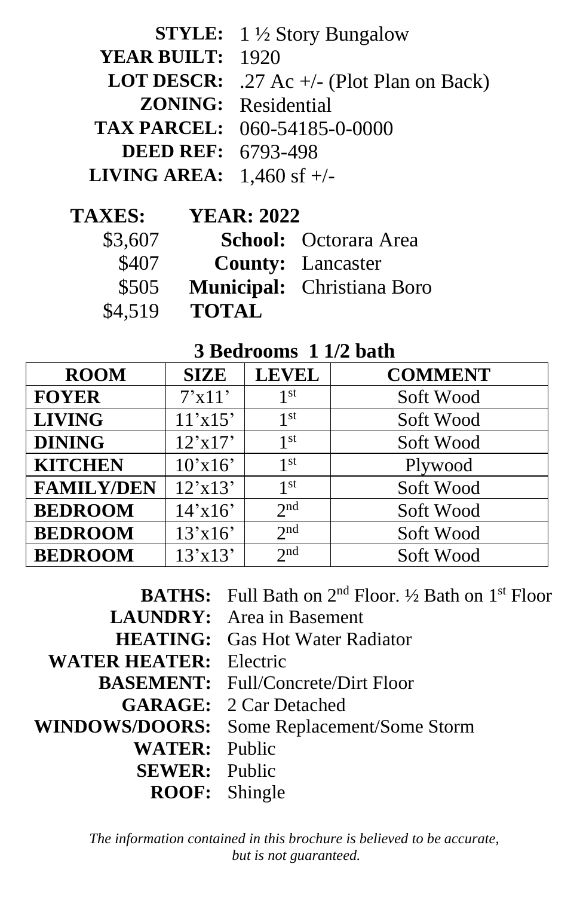**STYLE:** 1 ½ Story Bungalow
**YEAR BUILT:** 1920
**LOT DESCR:** .27 Ac +/- (Plot Plan on Back)
**ZONING:** Residential
**TAX PARCEL:** 060-54185-0-0000
**DEED REF:** 6793-498
**LIVING AREA:** 1,460 sf +/-

| **TAXES:** | **YEAR: 2022** | |
|---|---|---|
| \$3,607 | **School:** | Octorara Area |
| \$407 | **County:** | Lancaster |
| \$505 | **Municipal:** | Christiana Boro |
| \$4,519 | **TOTAL** | |

**3 Bedrooms 1 1/2 bath**

| ROOM | SIZE | LEVEL | COMMENT |
|---|---|---|---|
| **FOYER** | 7'x11' | 1st | Soft Wood |
| **LIVING** | 11'x15' | 1st | Soft Wood |
| **DINING** | 12'x17' | 1st | Soft Wood |
| **KITCHEN** | 10'x16' | 1st | Plywood |
| **FAMILY/DEN** | 12'x13' | 1st | Soft Wood |
| **BEDROOM** | 14'x16' | 2nd | Soft Wood |
| **BEDROOM** | 13'x16' | 2nd | Soft Wood |
| **BEDROOM** | 13'x13' | 2nd | Soft Wood |

**BATHS:** Full Bath on 2nd Floor. ½ Bath on 1st Floor
**LAUNDRY:** Area in Basement
**HEATING:** Gas Hot Water Radiator
**WATER HEATER:** Electric
**BASEMENT:** Full/Concrete/Dirt Floor
**GARAGE:** 2 Car Detached
**WINDOWS/DOORS:** Some Replacement/Some Storm
**WATER:** Public
**SEWER:** Public
**ROOF:** Shingle

*The information contained in this brochure is believed to be accurate, but is not guaranteed.*